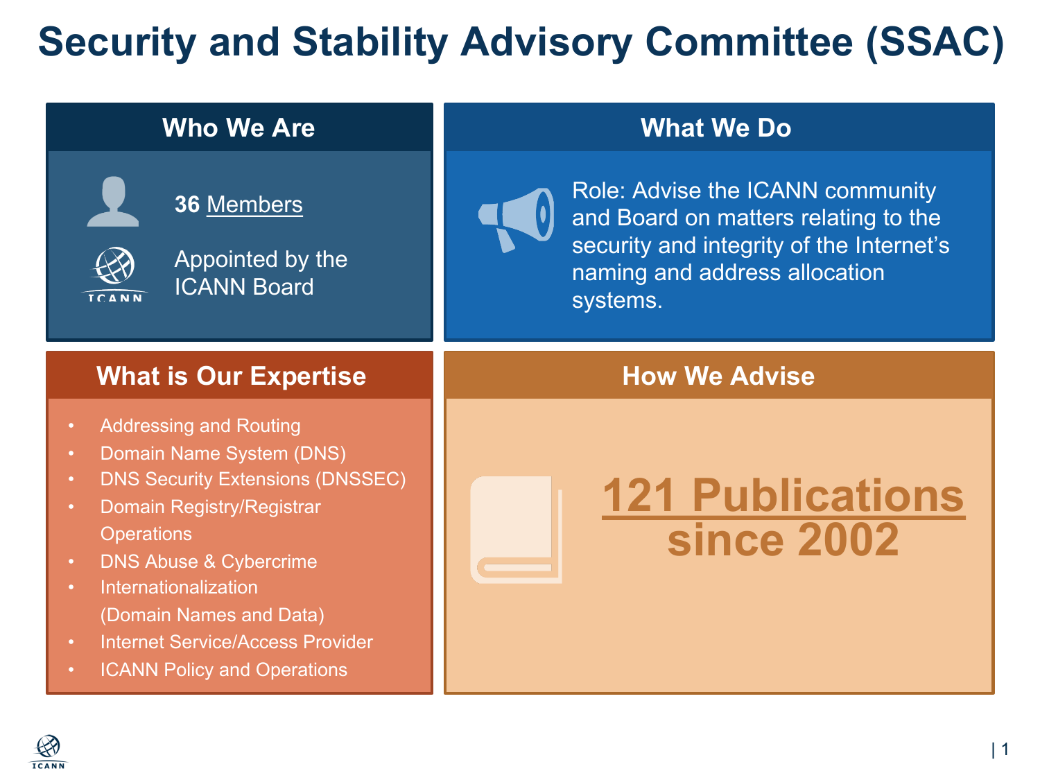# Security and Stability Advisory Committee (SSAC)

## Who We Are

**36** Members

Appointed by the ICANN Board

## What We Do

Role: Advise the ICANN community and Board on matters relating to the security and integrity of the Internet's naming and address allocation systems.

## What is Our Expertise

- Addressing and Routing
- Domain Name System (DNS)
- DNS Security Extensions (DNSSEC)
- Domain Registry/Registrar Operations
- DNS Abuse & Cybercrime
- Internationalization (Domain Names and Data)
- Internet Service/Access Provider
- ICANN Policy and Operations

## How We Advise

**121 Publications since 2002**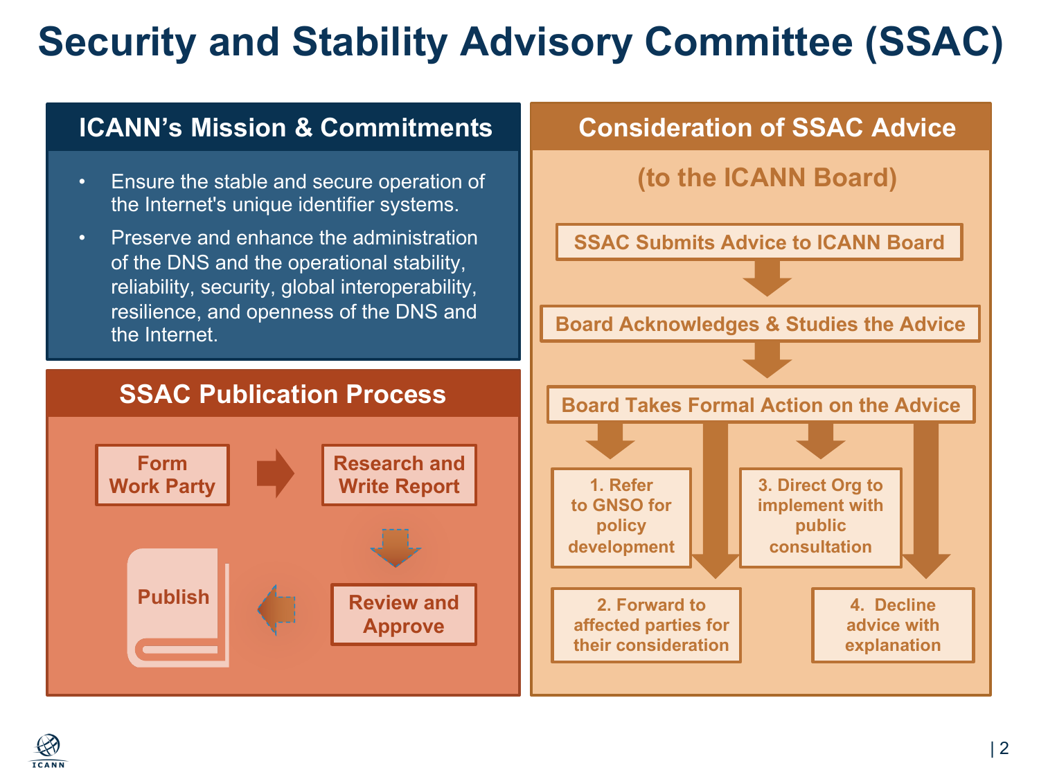# Security and Stability Advisory Committee (SSAC)

## ICANN's Mission & Commitments

- Ensure the stable and secure operation of the Internet's unique identifier systems.
- Preserve and enhance the administration of the DNS and the operational stability, reliability, security, global interoperability, resilience, and openness of the DNS and the Internet.

## SSAC Publication Process

Form Work Party → Research and Write Report → Review and Approve → Publish

## Consideration of SSAC Advice

### (to the ICANN Board)

SSAC Submits Advice to ICANN Board

↓

Board Acknowledges & Studies the Advice

↓

Board Takes Formal Action on the Advice

1. Refer to GNSO for policy development
2. Forward to affected parties for their consideration
3. Direct Org to implement with public consultation
4. Decline advice with explanation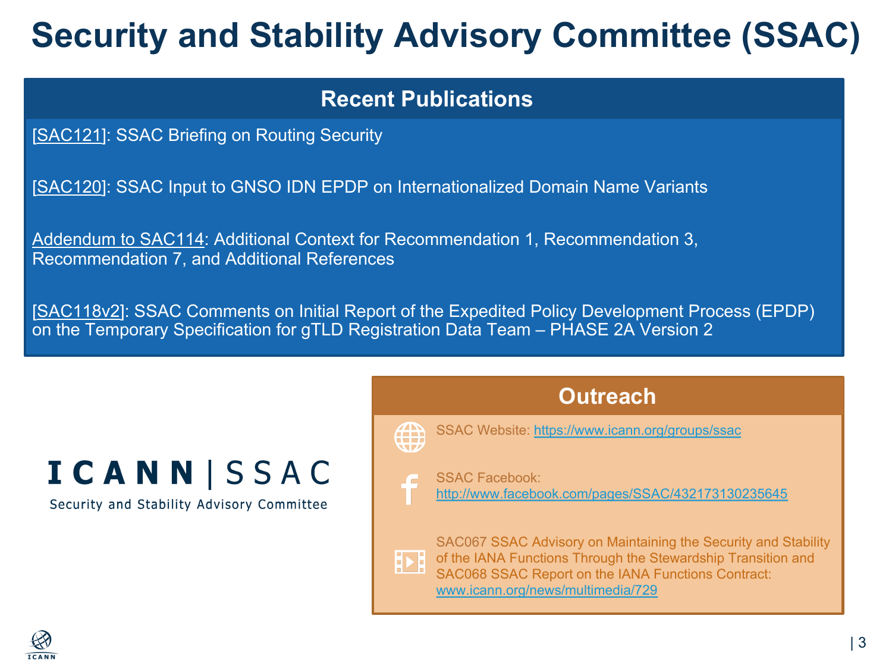# Security and Stability Advisory Committee (SSAC)

## Recent Publications

[SAC121]: SSAC Briefing on Routing Security

[SAC120]: SSAC Input to GNSO IDN EPDP on Internationalized Domain Name Variants

Addendum to SAC114: Additional Context for Recommendation 1, Recommendation 3, Recommendation 7, and Additional References

[SAC118v2]: SSAC Comments on Initial Report of the Expedited Policy Development Process (EPDP) on the Temporary Specification for gTLD Registration Data Team – PHASE 2A Version 2

ICANN | SSAC

Security and Stability Advisory Committee

## Outreach

SSAC Website: https://www.icann.org/groups/ssac

SSAC Facebook: http://www.facebook.com/pages/SSAC/432173130235645

SAC067 SSAC Advisory on Maintaining the Security and Stability of the IANA Functions Through the Stewardship Transition and SAC068 SSAC Report on the IANA Functions Contract: www.icann.org/news/multimedia/729